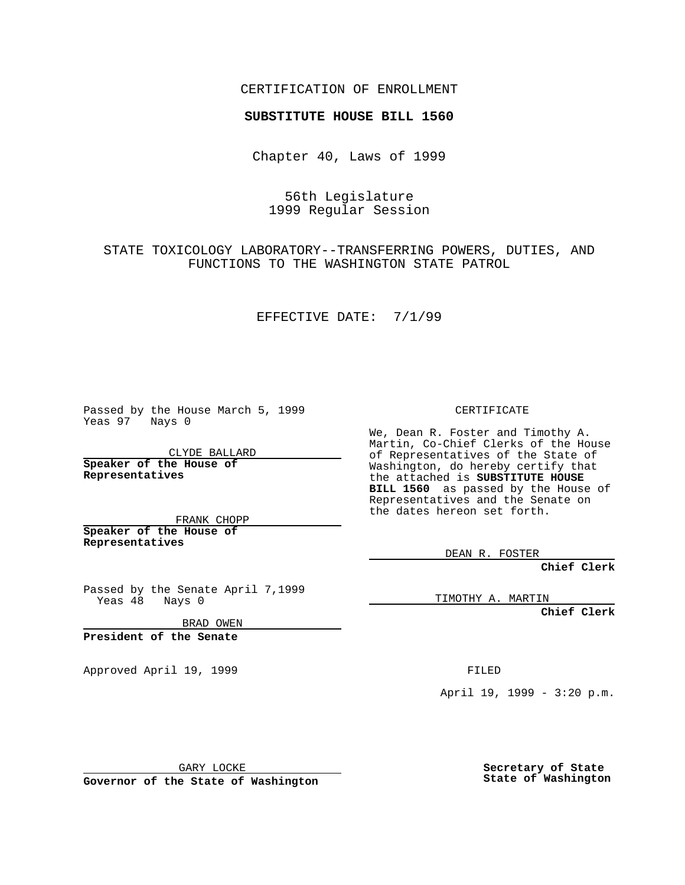CERTIFICATION OF ENROLLMENT

**SUBSTITUTE HOUSE BILL 1560**

Chapter 40, Laws of 1999

56th Legislature
1999 Regular Session

STATE TOXICOLOGY LABORATORY--TRANSFERRING POWERS, DUTIES, AND FUNCTIONS TO THE WASHINGTON STATE PATROL

EFFECTIVE DATE: 7/1/99

Passed by the House March 5, 1999
Yeas 97 Nays 0

CLYDE BALLARD

**Speaker of the House of Representatives**

FRANK CHOPP

**Speaker of the House of Representatives**

Passed by the Senate April 7,1999
Yeas 48 Nays 0

BRAD OWEN

**President of the Senate**

Approved April 19, 1999

GARY LOCKE

**Governor of the State of Washington**

CERTIFICATE

We, Dean R. Foster and Timothy A. Martin, Co-Chief Clerks of the House of Representatives of the State of Washington, do hereby certify that the attached is **SUBSTITUTE HOUSE BILL 1560** as passed by the House of Representatives and the Senate on the dates hereon set forth.

DEAN R. FOSTER

**Chief Clerk**

TIMOTHY A. MARTIN

**Chief Clerk**

FILED

April 19, 1999 - 3:20 p.m.

**Secretary of State**
**State of Washington**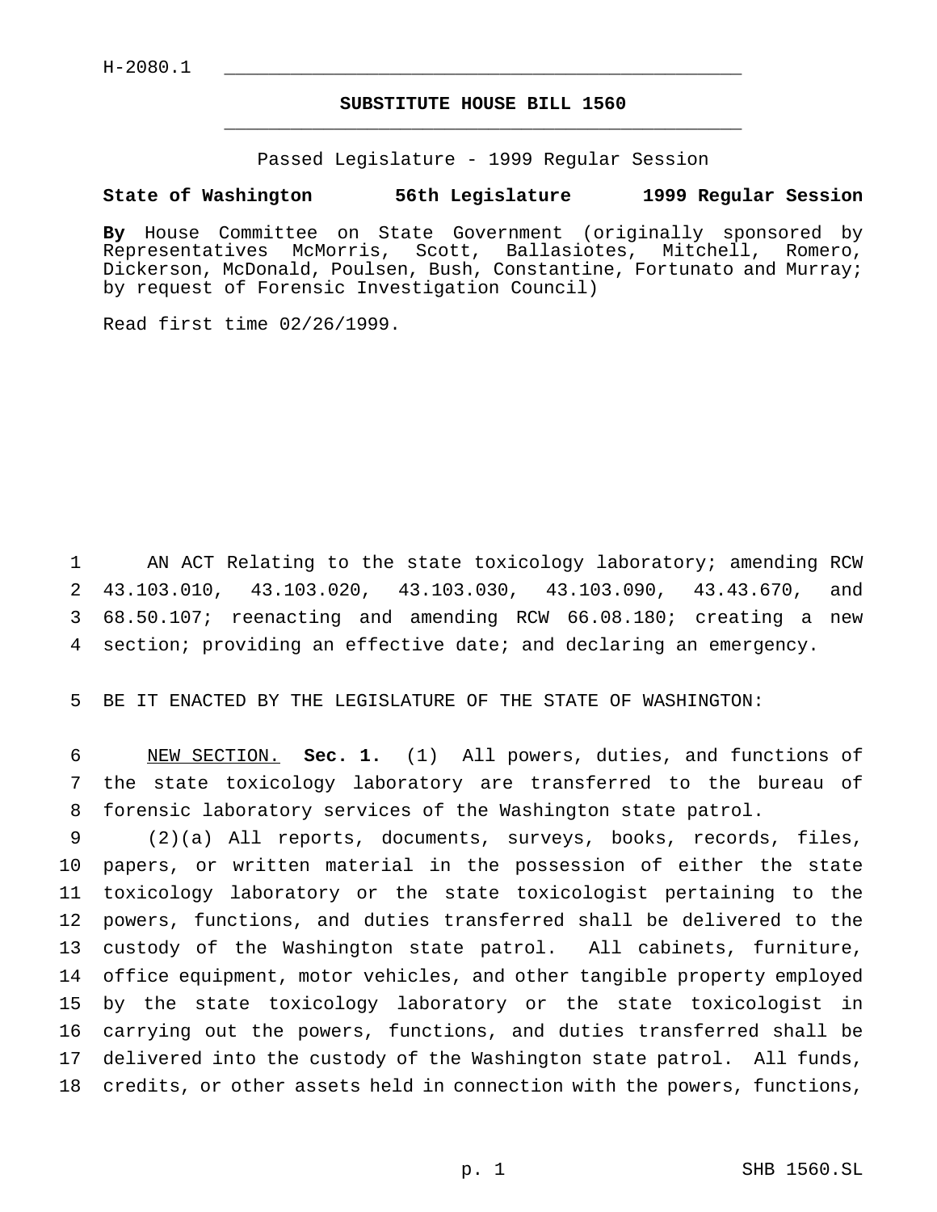H-2080.1

# SUBSTITUTE HOUSE BILL 1560

Passed Legislature - 1999 Regular Session

**State of Washington 56th Legislature 1999 Regular Session**

**By** House Committee on State Government (originally sponsored by Representatives McMorris, Scott, Ballasiotes, Mitchell, Romero, Dickerson, McDonald, Poulsen, Bush, Constantine, Fortunato and Murray; by request of Forensic Investigation Council)

Read first time 02/26/1999.

1 AN ACT Relating to the state toxicology laboratory; amending RCW
2 43.103.010, 43.103.020, 43.103.030, 43.103.090, 43.43.670, and
3 68.50.107; reenacting and amending RCW 66.08.180; creating a new
4 section; providing an effective date; and declaring an emergency.

5 BE IT ENACTED BY THE LEGISLATURE OF THE STATE OF WASHINGTON:

6 NEW SECTION. **Sec. 1.** (1) All powers, duties, and functions of
7 the state toxicology laboratory are transferred to the bureau of
8 forensic laboratory services of the Washington state patrol.
9 (2)(a) All reports, documents, surveys, books, records, files,
10 papers, or written material in the possession of either the state
11 toxicology laboratory or the state toxicologist pertaining to the
12 powers, functions, and duties transferred shall be delivered to the
13 custody of the Washington state patrol. All cabinets, furniture,
14 office equipment, motor vehicles, and other tangible property employed
15 by the state toxicology laboratory or the state toxicologist in
16 carrying out the powers, functions, and duties transferred shall be
17 delivered into the custody of the Washington state patrol. All funds,
18 credits, or other assets held in connection with the powers, functions,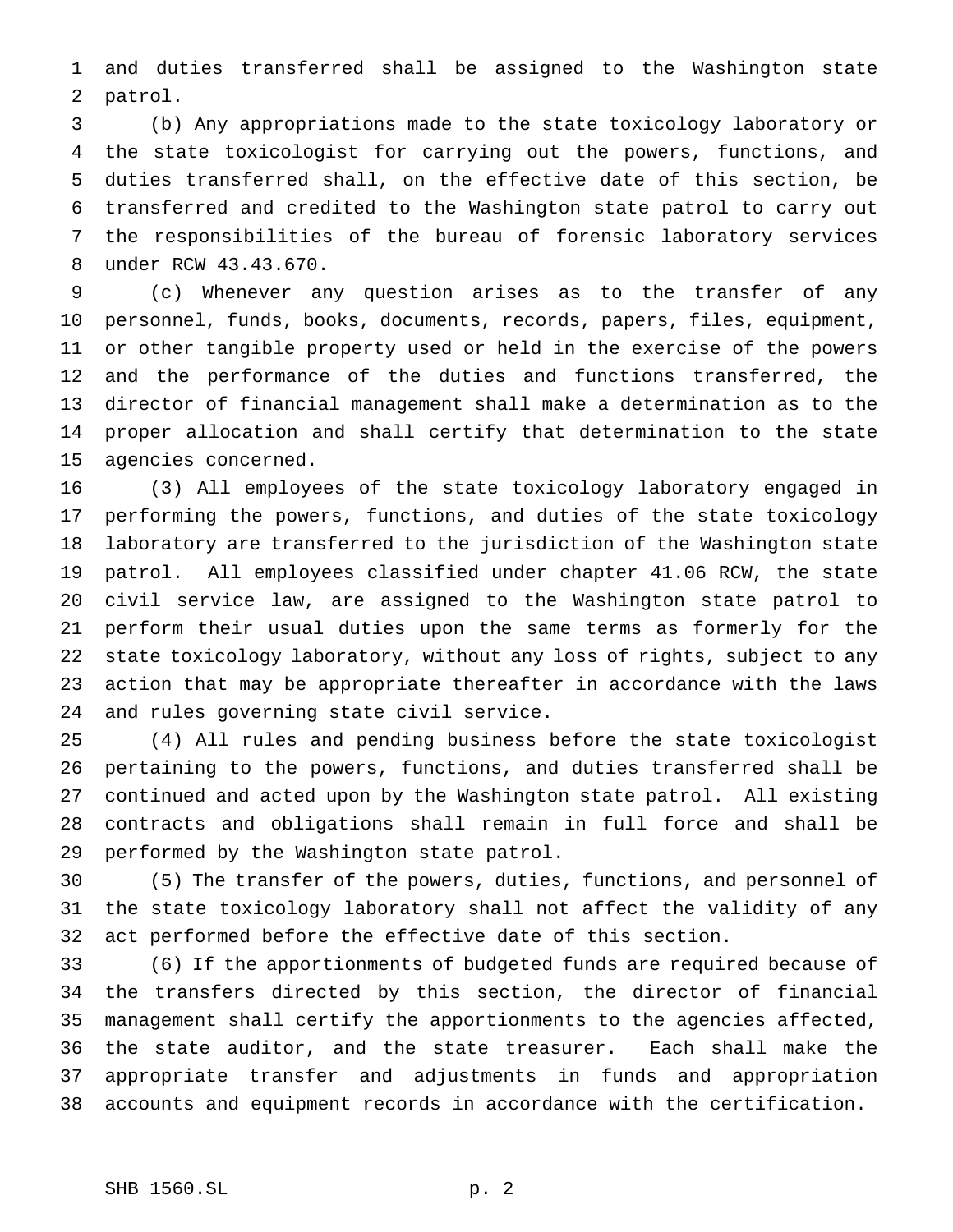and duties transferred shall be assigned to the Washington state patrol.

(b) Any appropriations made to the state toxicology laboratory or the state toxicologist for carrying out the powers, functions, and duties transferred shall, on the effective date of this section, be transferred and credited to the Washington state patrol to carry out the responsibilities of the bureau of forensic laboratory services under RCW 43.43.670.

(c) Whenever any question arises as to the transfer of any personnel, funds, books, documents, records, papers, files, equipment, or other tangible property used or held in the exercise of the powers and the performance of the duties and functions transferred, the director of financial management shall make a determination as to the proper allocation and shall certify that determination to the state agencies concerned.

(3) All employees of the state toxicology laboratory engaged in performing the powers, functions, and duties of the state toxicology laboratory are transferred to the jurisdiction of the Washington state patrol. All employees classified under chapter 41.06 RCW, the state civil service law, are assigned to the Washington state patrol to perform their usual duties upon the same terms as formerly for the state toxicology laboratory, without any loss of rights, subject to any action that may be appropriate thereafter in accordance with the laws and rules governing state civil service.

(4) All rules and pending business before the state toxicologist pertaining to the powers, functions, and duties transferred shall be continued and acted upon by the Washington state patrol. All existing contracts and obligations shall remain in full force and shall be performed by the Washington state patrol.

(5) The transfer of the powers, duties, functions, and personnel of the state toxicology laboratory shall not affect the validity of any act performed before the effective date of this section.

(6) If the apportionments of budgeted funds are required because of the transfers directed by this section, the director of financial management shall certify the apportionments to the agencies affected, the state auditor, and the state treasurer. Each shall make the appropriate transfer and adjustments in funds and appropriation accounts and equipment records in accordance with the certification.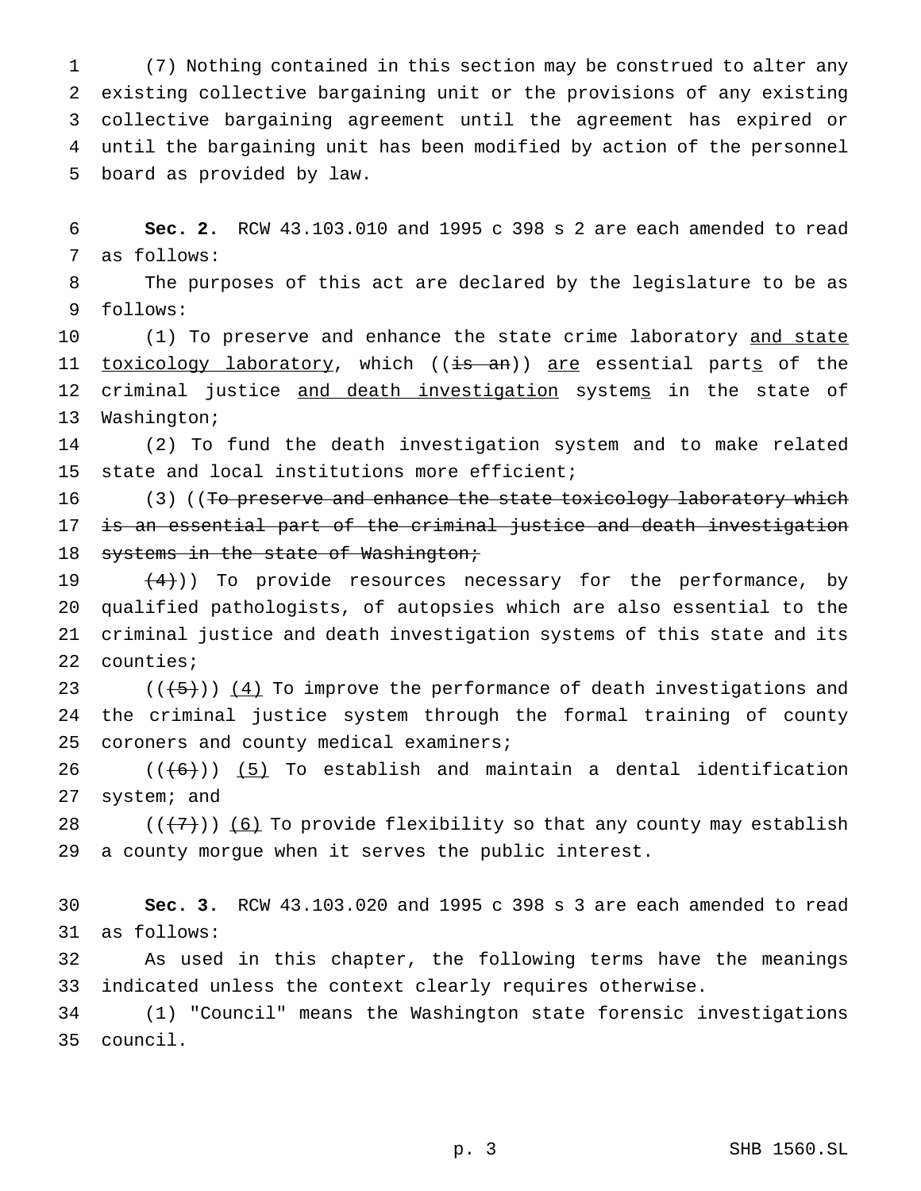(7) Nothing contained in this section may be construed to alter any existing collective bargaining unit or the provisions of any existing collective bargaining agreement until the agreement has expired or until the bargaining unit has been modified by action of the personnel board as provided by law.

**Sec. 2.** RCW 43.103.010 and 1995 c 398 s 2 are each amended to read as follows:

The purposes of this act are declared by the legislature to be as follows:

(1) To preserve and enhance the state crime laboratory <u>and state toxicology laboratory</u>, which ((~~is an~~)) <u>are</u> essential part<u>s</u> of the criminal justice <u>and death investigation</u> system<u>s</u> in the state of Washington;

(2) To fund the death investigation system and to make related state and local institutions more efficient;

(3) ((~~To preserve and enhance the state toxicology laboratory which is an essential part of the criminal justice and death investigation systems in the state of Washington;~~

~~(4)~~)) To provide resources necessary for the performance, by qualified pathologists, of autopsies which are also essential to the criminal justice and death investigation systems of this state and its counties;

((~~(5)~~)) <u>(4)</u> To improve the performance of death investigations and the criminal justice system through the formal training of county coroners and county medical examiners;

((~~(6)~~)) <u>(5)</u> To establish and maintain a dental identification system; and

((~~(7)~~)) <u>(6)</u> To provide flexibility so that any county may establish a county morgue when it serves the public interest.

**Sec. 3.** RCW 43.103.020 and 1995 c 398 s 3 are each amended to read as follows:

As used in this chapter, the following terms have the meanings indicated unless the context clearly requires otherwise.

(1) "Council" means the Washington state forensic investigations council.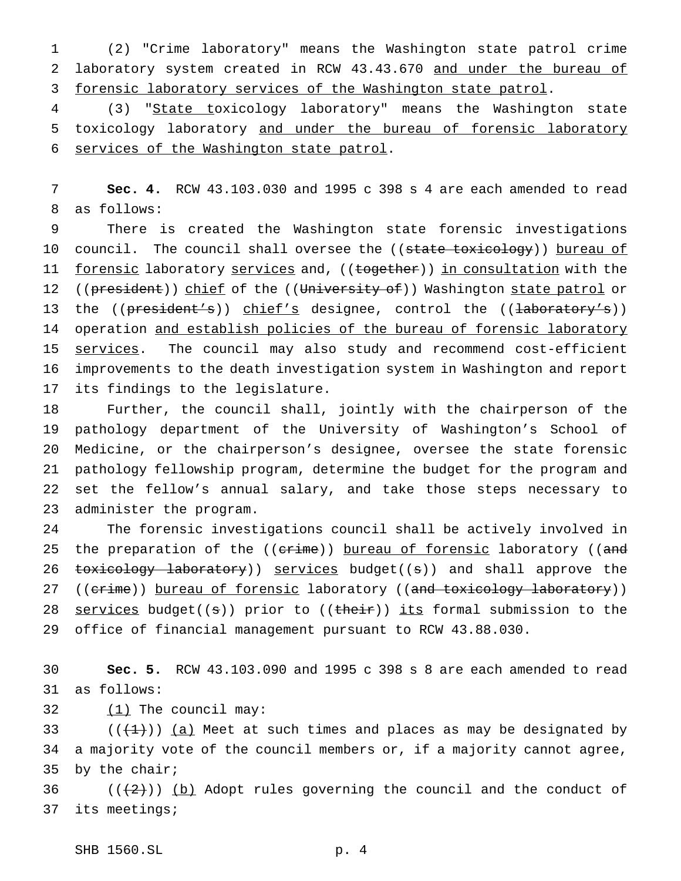(2) "Crime laboratory" means the Washington state patrol crime laboratory system created in RCW 43.43.670 <u>and under the bureau of forensic laboratory services of the Washington state patrol</u>.

(3) "<u>State t</u>oxicology laboratory" means the Washington state toxicology laboratory <u>and under the bureau of forensic laboratory services of the Washington state patrol</u>.

**Sec. 4.** RCW 43.103.030 and 1995 c 398 s 4 are each amended to read as follows:

There is created the Washington state forensic investigations council. The council shall oversee the ((~~state toxicology~~)) <u>bureau of forensic</u> laboratory <u>services</u> and, ((~~together~~)) <u>in consultation</u> with the ((~~president~~)) <u>chief</u> of the ((~~University of~~)) Washington <u>state patrol</u> or the ((~~president's~~)) <u>chief's</u> designee, control the ((~~laboratory's~~)) operation <u>and establish policies of the bureau of forensic laboratory services</u>. The council may also study and recommend cost-efficient improvements to the death investigation system in Washington and report its findings to the legislature.

Further, the council shall, jointly with the chairperson of the pathology department of the University of Washington's School of Medicine, or the chairperson's designee, oversee the state forensic pathology fellowship program, determine the budget for the program and set the fellow's annual salary, and take those steps necessary to administer the program.

The forensic investigations council shall be actively involved in the preparation of the ((~~crime~~)) <u>bureau of forensic</u> laboratory ((~~and toxicology laboratory~~)) <u>services</u> budget((~~s~~)) and shall approve the ((~~crime~~)) <u>bureau of forensic</u> laboratory ((~~and toxicology laboratory~~)) <u>services</u> budget((~~s~~)) prior to ((~~their~~)) <u>its</u> formal submission to the office of financial management pursuant to RCW 43.88.030.

**Sec. 5.** RCW 43.103.090 and 1995 c 398 s 8 are each amended to read as follows:

<u>(1)</u> The council may:

((~~(1)~~)) <u>(a)</u> Meet at such times and places as may be designated by a majority vote of the council members or, if a majority cannot agree, by the chair;

((~~(2)~~)) <u>(b)</u> Adopt rules governing the council and the conduct of its meetings;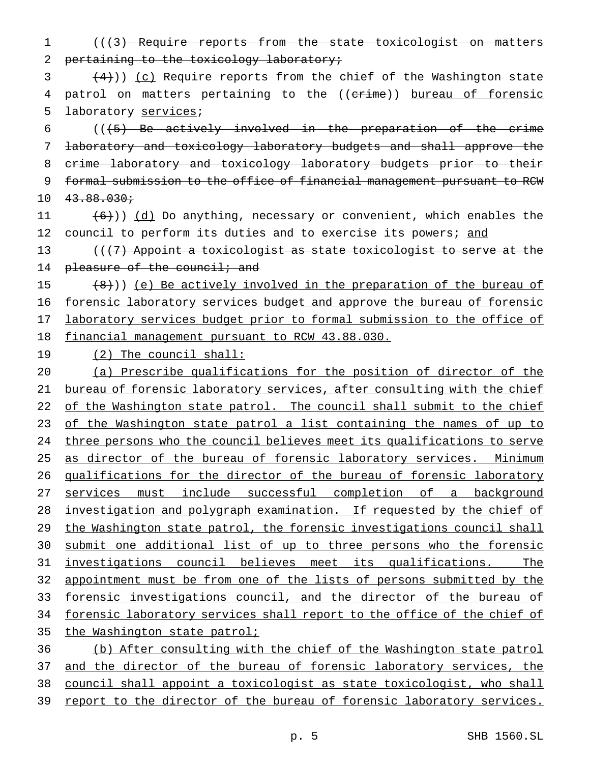((~~(3) Require reports from the state toxicologist on matters pertaining to the toxicology laboratory;~~

~~(4)~~)) <u>(c)</u> Require reports from the chief of the Washington state patrol on matters pertaining to the ((~~crime~~)) <u>bureau of forensic</u> laboratory <u>services</u>;

((~~(5) Be actively involved in the preparation of the crime laboratory and toxicology laboratory budgets and shall approve the crime laboratory and toxicology laboratory budgets prior to their formal submission to the office of financial management pursuant to RCW 43.88.030;~~

~~(6)~~)) <u>(d)</u> Do anything, necessary or convenient, which enables the council to perform its duties and to exercise its powers; <u>and</u>

((~~(7) Appoint a toxicologist as state toxicologist to serve at the pleasure of the council; and~~

~~(8)~~)) <u>(e) Be actively involved in the preparation of the bureau of forensic laboratory services budget and approve the bureau of forensic laboratory services budget prior to formal submission to the office of financial management pursuant to RCW 43.88.030.</u>

<u>(2) The council shall:</u>

<u>(a) Prescribe qualifications for the position of director of the bureau of forensic laboratory services, after consulting with the chief of the Washington state patrol. The council shall submit to the chief of the Washington state patrol a list containing the names of up to three persons who the council believes meet its qualifications to serve as director of the bureau of forensic laboratory services. Minimum qualifications for the director of the bureau of forensic laboratory services must include successful completion of a background investigation and polygraph examination. If requested by the chief of the Washington state patrol, the forensic investigations council shall submit one additional list of up to three persons who the forensic investigations council believes meet its qualifications. The appointment must be from one of the lists of persons submitted by the forensic investigations council, and the director of the bureau of forensic laboratory services shall report to the office of the chief of the Washington state patrol;</u>

<u>(b) After consulting with the chief of the Washington state patrol and the director of the bureau of forensic laboratory services, the council shall appoint a toxicologist as state toxicologist, who shall report to the director of the bureau of forensic laboratory services.</u>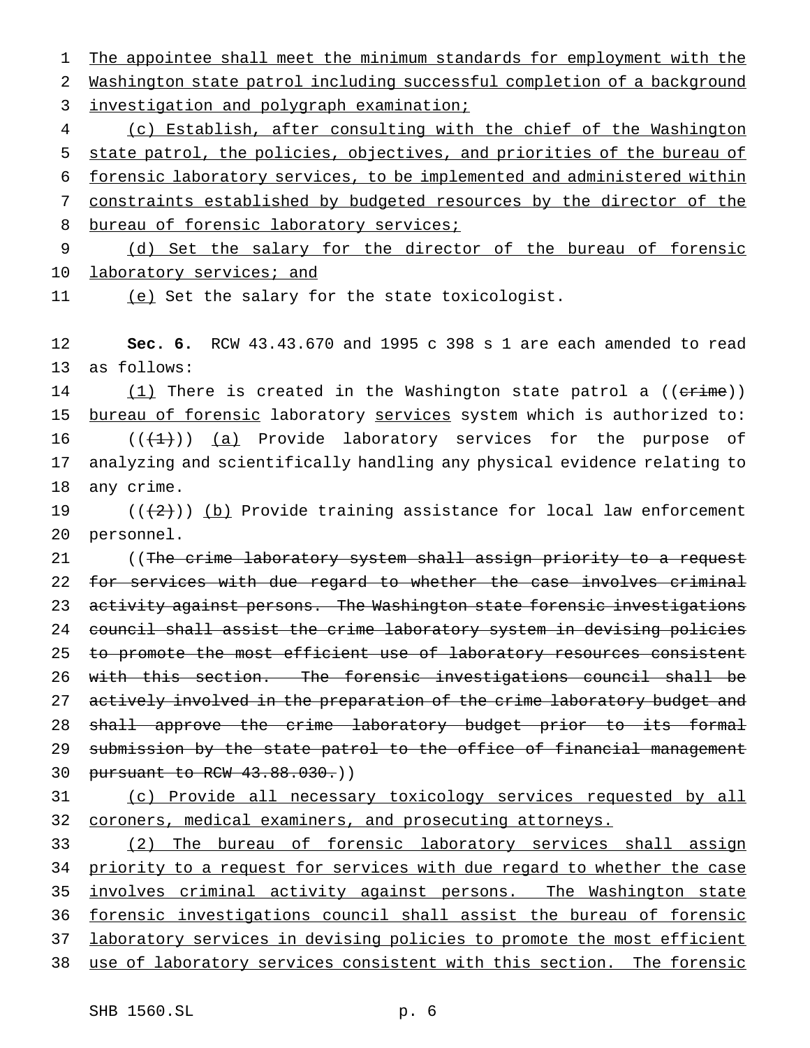The appointee shall meet the minimum standards for employment with the Washington state patrol including successful completion of a background investigation and polygraph examination;

(c) Establish, after consulting with the chief of the Washington state patrol, the policies, objectives, and priorities of the bureau of forensic laboratory services, to be implemented and administered within constraints established by budgeted resources by the director of the bureau of forensic laboratory services;

(d) Set the salary for the director of the bureau of forensic laboratory services; and

(e) Set the salary for the state toxicologist.

**Sec. 6.** RCW 43.43.670 and 1995 c 398 s 1 are each amended to read as follows:

(1) There is created in the Washington state patrol a ((~~crime~~)) bureau of forensic laboratory services system which is authorized to:

((~~(1)~~)) (a) Provide laboratory services for the purpose of analyzing and scientifically handling any physical evidence relating to any crime.

((~~(2)~~)) (b) Provide training assistance for local law enforcement personnel.

((~~The crime laboratory system shall assign priority to a request for services with due regard to whether the case involves criminal activity against persons. The Washington state forensic investigations council shall assist the crime laboratory system in devising policies to promote the most efficient use of laboratory resources consistent with this section. The forensic investigations council shall be actively involved in the preparation of the crime laboratory budget and shall approve the crime laboratory budget prior to its formal submission by the state patrol to the office of financial management pursuant to RCW 43.88.030.~~))

(c) Provide all necessary toxicology services requested by all coroners, medical examiners, and prosecuting attorneys.

(2) The bureau of forensic laboratory services shall assign priority to a request for services with due regard to whether the case involves criminal activity against persons. The Washington state forensic investigations council shall assist the bureau of forensic laboratory services in devising policies to promote the most efficient use of laboratory services consistent with this section. The forensic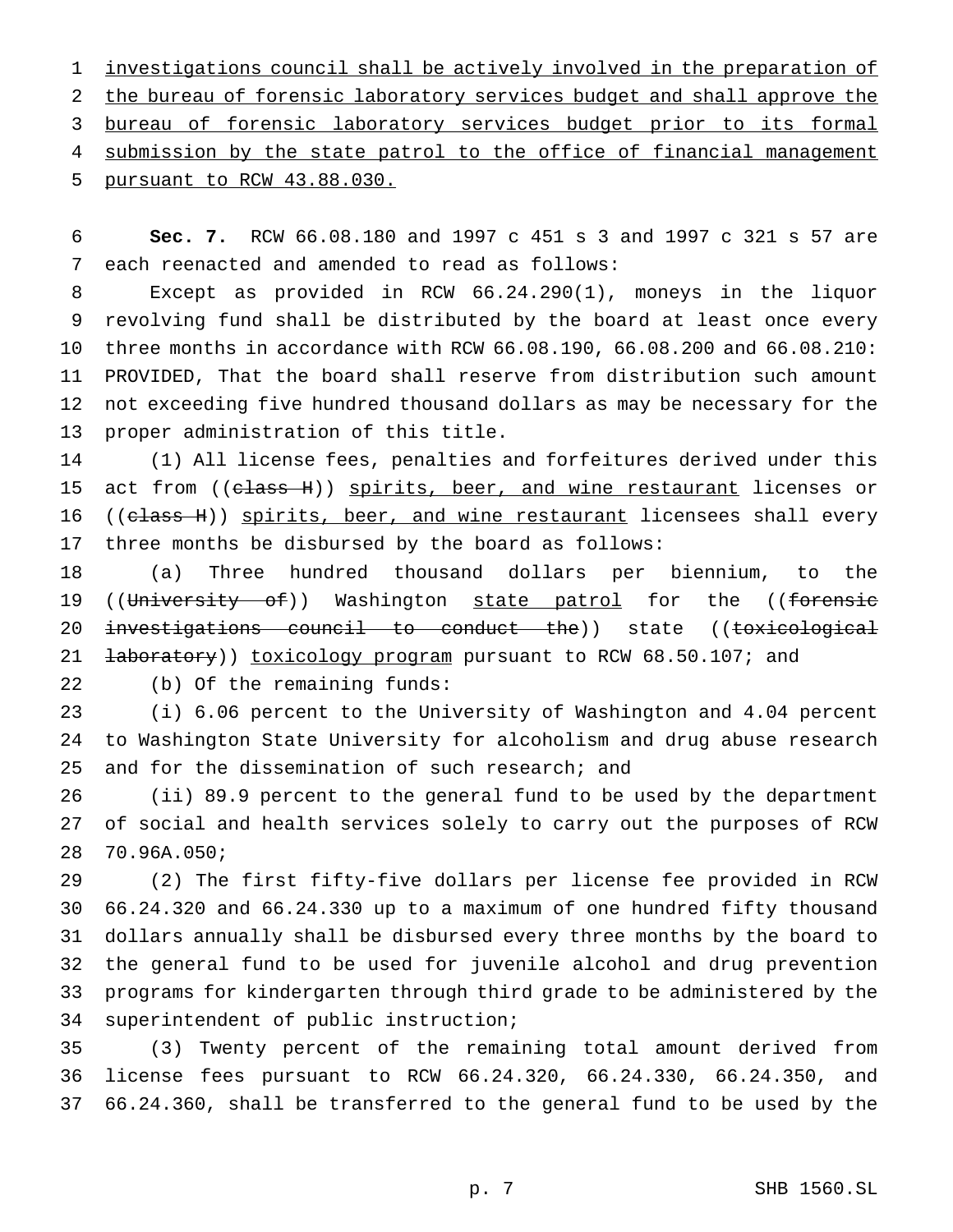investigations council shall be actively involved in the preparation of the bureau of forensic laboratory services budget and shall approve the bureau of forensic laboratory services budget prior to its formal submission by the state patrol to the office of financial management pursuant to RCW 43.88.030.

**Sec. 7.** RCW 66.08.180 and 1997 c 451 s 3 and 1997 c 321 s 57 are each reenacted and amended to read as follows:

Except as provided in RCW 66.24.290(1), moneys in the liquor revolving fund shall be distributed by the board at least once every three months in accordance with RCW 66.08.190, 66.08.200 and 66.08.210: PROVIDED, That the board shall reserve from distribution such amount not exceeding five hundred thousand dollars as may be necessary for the proper administration of this title.

(1) All license fees, penalties and forfeitures derived under this act from ((~~class H~~)) spirits, beer, and wine restaurant licenses or ((~~class H~~)) spirits, beer, and wine restaurant licensees shall every three months be disbursed by the board as follows:

(a) Three hundred thousand dollars per biennium, to the ((~~University of~~)) Washington state patrol for the ((~~forensic investigations council to conduct the~~)) state ((~~toxicological laboratory~~)) toxicology program pursuant to RCW 68.50.107; and

(b) Of the remaining funds:

(i) 6.06 percent to the University of Washington and 4.04 percent to Washington State University for alcoholism and drug abuse research and for the dissemination of such research; and

(ii) 89.9 percent to the general fund to be used by the department of social and health services solely to carry out the purposes of RCW 70.96A.050;

(2) The first fifty-five dollars per license fee provided in RCW 66.24.320 and 66.24.330 up to a maximum of one hundred fifty thousand dollars annually shall be disbursed every three months by the board to the general fund to be used for juvenile alcohol and drug prevention programs for kindergarten through third grade to be administered by the superintendent of public instruction;

(3) Twenty percent of the remaining total amount derived from license fees pursuant to RCW 66.24.320, 66.24.330, 66.24.350, and 66.24.360, shall be transferred to the general fund to be used by the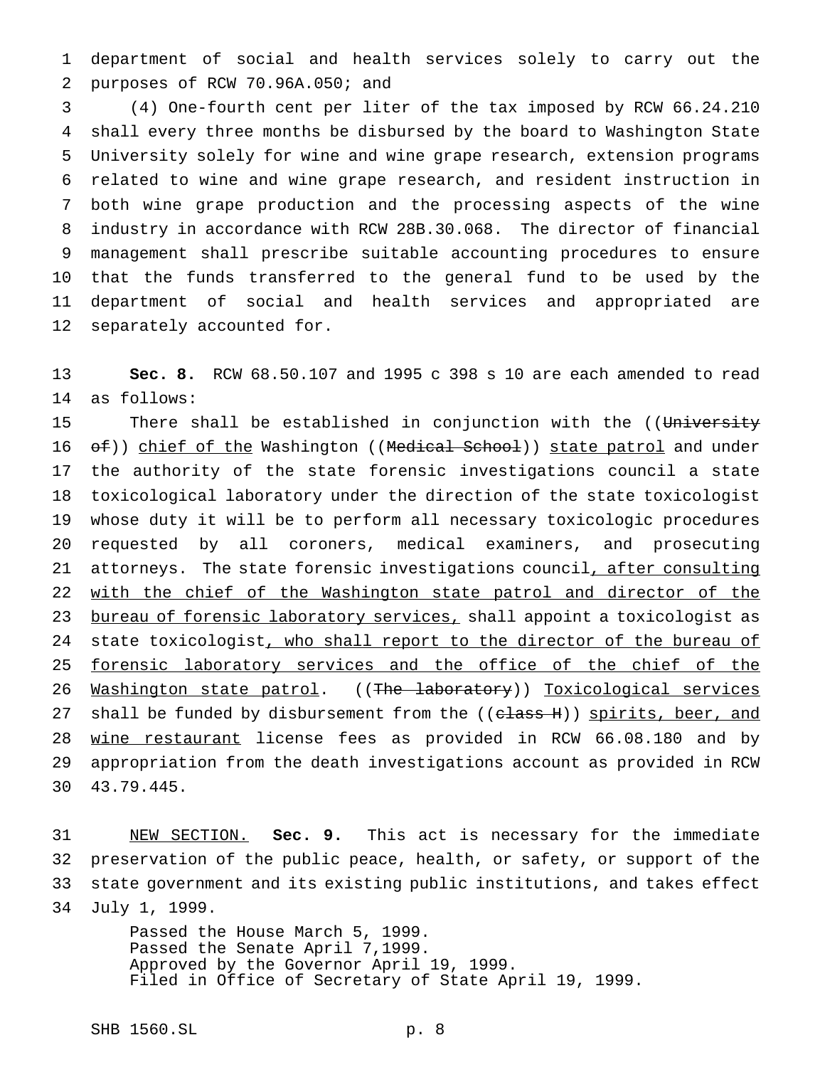department of social and health services solely to carry out the purposes of RCW 70.96A.050; and

(4) One-fourth cent per liter of the tax imposed by RCW 66.24.210 shall every three months be disbursed by the board to Washington State University solely for wine and wine grape research, extension programs related to wine and wine grape research, and resident instruction in both wine grape production and the processing aspects of the wine industry in accordance with RCW 28B.30.068. The director of financial management shall prescribe suitable accounting procedures to ensure that the funds transferred to the general fund to be used by the department of social and health services and appropriated are separately accounted for.

**Sec. 8.** RCW 68.50.107 and 1995 c 398 s 10 are each amended to read as follows:

There shall be established in conjunction with the ((~~University of~~)) chief of the Washington ((~~Medical School~~)) state patrol and under the authority of the state forensic investigations council a state toxicological laboratory under the direction of the state toxicologist whose duty it will be to perform all necessary toxicologic procedures requested by all coroners, medical examiners, and prosecuting attorneys. The state forensic investigations council, after consulting with the chief of the Washington state patrol and director of the bureau of forensic laboratory services, shall appoint a toxicologist as state toxicologist, who shall report to the director of the bureau of forensic laboratory services and the office of the chief of the Washington state patrol. ((~~The laboratory~~)) Toxicological services shall be funded by disbursement from the ((~~class H~~)) spirits, beer, and wine restaurant license fees as provided in RCW 66.08.180 and by appropriation from the death investigations account as provided in RCW 43.79.445.

NEW SECTION. **Sec. 9.** This act is necessary for the immediate preservation of the public peace, health, or safety, or support of the state government and its existing public institutions, and takes effect July 1, 1999.

Passed the House March 5, 1999.
Passed the Senate April 7,1999.
Approved by the Governor April 19, 1999.
Filed in Office of Secretary of State April 19, 1999.